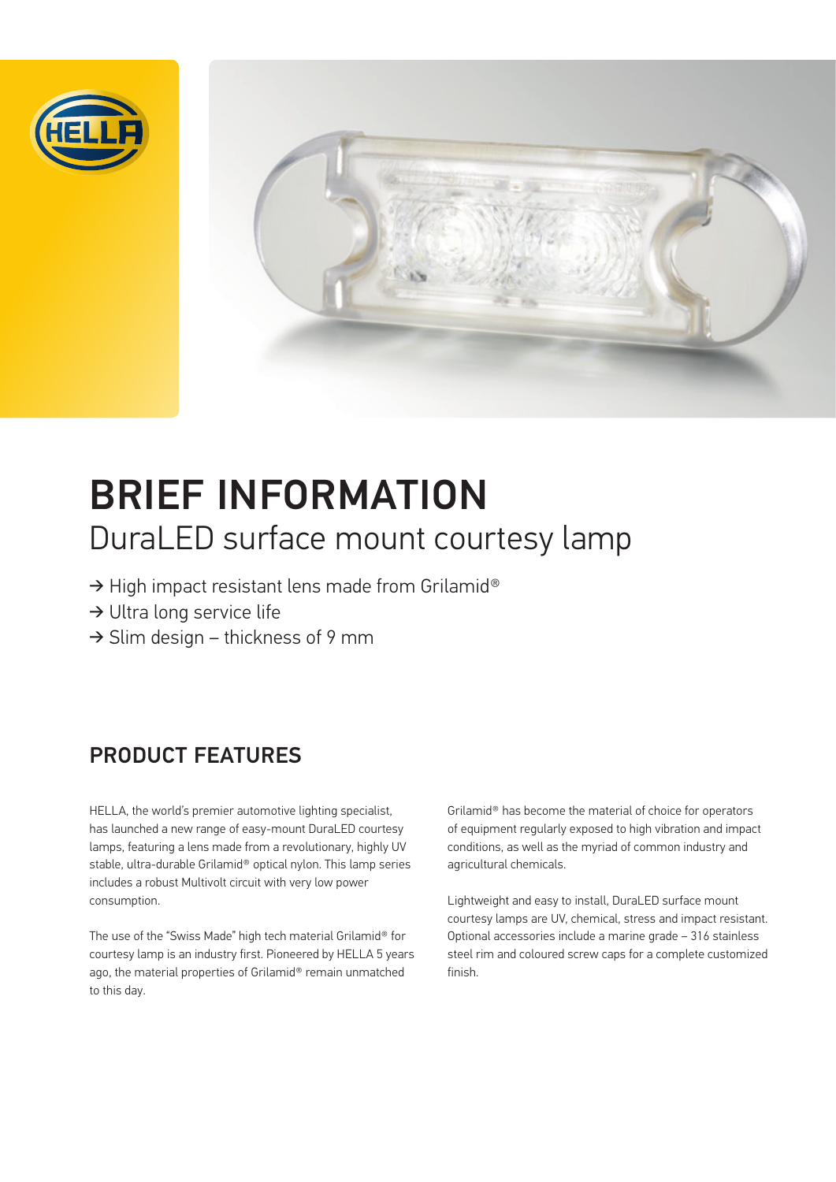# BRIEF INFORMATION

## DuraLED surface mount courtesy lamp

- → High impact resistant lens made from Grilamid®
- → Ultra long service life
- → Slim design – thickness of 9 mm

## PRODUCT FEATURES

HELLA, the world's premier automotive lighting specialist, has launched a new range of easy-mount DuraLED courtesy lamps, featuring a lens made from a revolutionary, highly UV stable, ultra-durable Grilamid® optical nylon. This lamp series includes a robust Multivolt circuit with very low power consumption.

The use of the "Swiss Made" high tech material Grilamid® for courtesy lamp is an industry first. Pioneered by HELLA 5 years ago, the material properties of Grilamid® remain unmatched to this day.

Grilamid® has become the material of choice for operators of equipment regularly exposed to high vibration and impact conditions, as well as the myriad of common industry and agricultural chemicals.

Lightweight and easy to install, DuraLED surface mount courtesy lamps are UV, chemical, stress and impact resistant. Optional accessories include a marine grade – 316 stainless steel rim and coloured screw caps for a complete customized finish.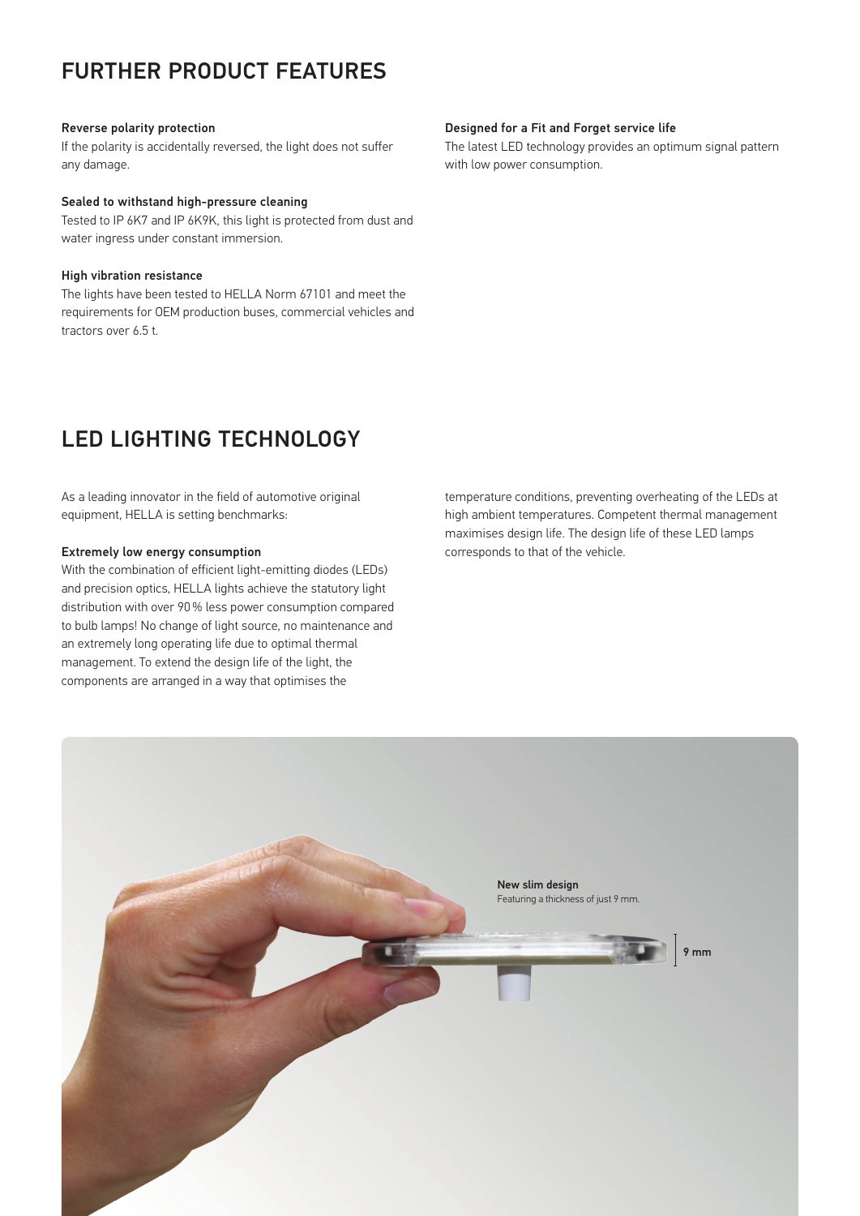## FURTHER PRODUCT FEATURES

**Reverse polarity protection**
If the polarity is accidentally reversed, the light does not suffer any damage.

**Sealed to withstand high-pressure cleaning**
Tested to IP 6K7 and IP 6K9K, this light is protected from dust and water ingress under constant immersion.

**High vibration resistance**
The lights have been tested to HELLA Norm 67101 and meet the requirements for OEM production buses, commercial vehicles and tractors over 6.5 t.

**Designed for a Fit and Forget service life**
The latest LED technology provides an optimum signal pattern with low power consumption.

## LED LIGHTING TECHNOLOGY

As a leading innovator in the field of automotive original equipment, HELLA is setting benchmarks:

**Extremely low energy consumption**
With the combination of efficient light-emitting diodes (LEDs) and precision optics, HELLA lights achieve the statutory light distribution with over 90 % less power consumption compared to bulb lamps! No change of light source, no maintenance and an extremely long operating life due to optimal thermal management. To extend the design life of the light, the components are arranged in a way that optimises the temperature conditions, preventing overheating of the LEDs at high ambient temperatures. Competent thermal management maximises design life. The design life of these LED lamps corresponds to that of the vehicle.

**New slim design**
Featuring a thickness of just 9 mm.

9 mm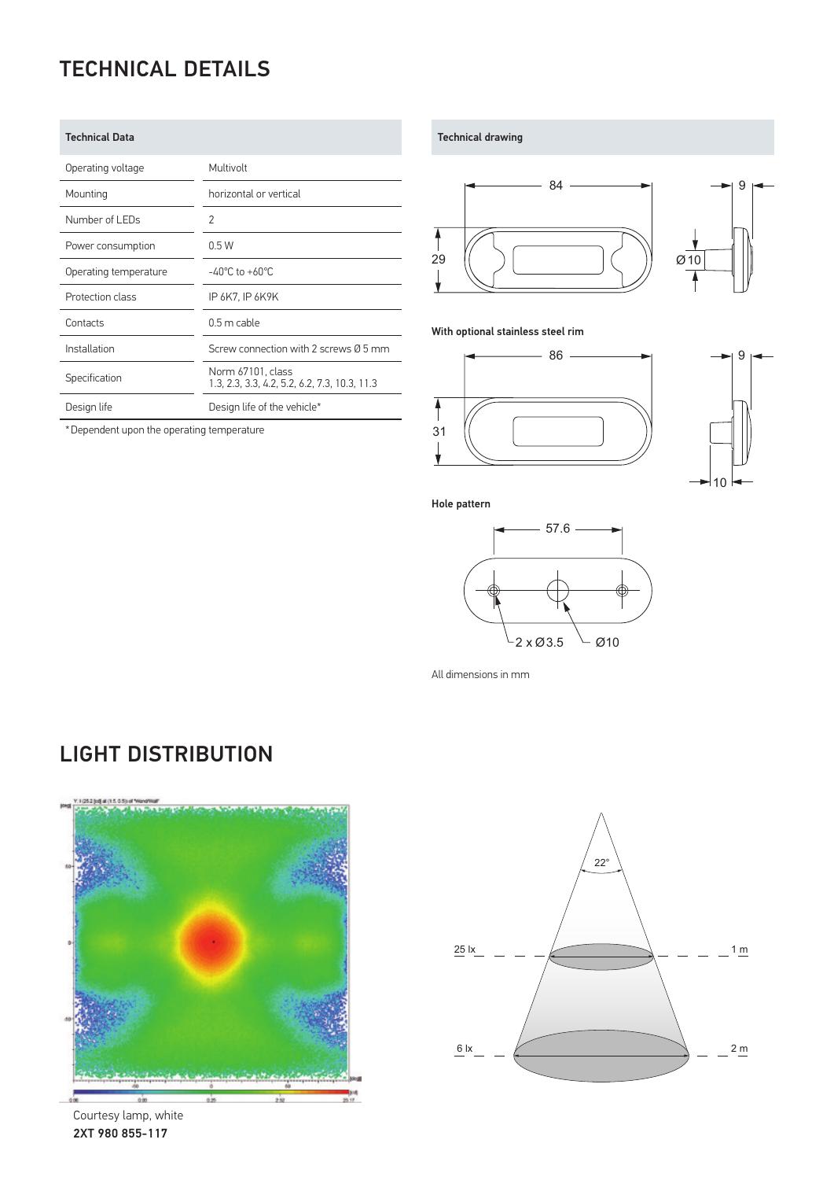# TECHNICAL DETAILS

| Technical Data | |
|---|---|
| Operating voltage | Multivolt |
| Mounting | horizontal or vertical |
| Number of LEDs | 2 |
| Power consumption | 0.5 W |
| Operating temperature | -40°C to +60°C |
| Protection class | IP 6K7, IP 6K9K |
| Contacts | 0.5 m cable |
| Installation | Screw connection with 2 screws Ø 5 mm |
| Specification | Norm 67101, class 1.3, 2.3, 3.3, 4.2, 5.2, 6.2, 7.3, 10.3, 11.3 |
| Design life | Design life of the vehicle* |

*Dependent upon the operating temperature

**Technical drawing**

84, 9, 29, Ø 10

**With optional stainless steel rim**

86, 9, 31, 10

**Hole pattern**

57.6, 2 x Ø3.5, Ø10

All dimensions in mm

# LIGHT DISTRIBUTION

22°

25 lx — 1 m

6 lx — 2 m

Courtesy lamp, white
**2XT 980 855-117**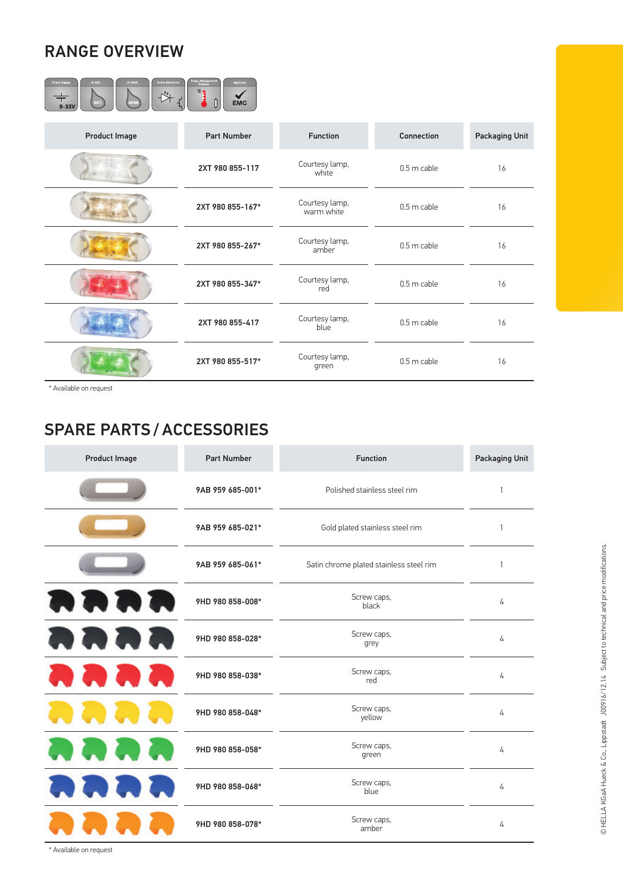# RANGE OVERVIEW

| Product Image | Part Number | Function | Connection | Packaging Unit |
|---|---|---|---|---|
| | 2XT 980 855-117 | Courtesy lamp, white | 0.5 m cable | 16 |
| | 2XT 980 855-167* | Courtesy lamp, warm white | 0.5 m cable | 16 |
| | 2XT 980 855-267* | Courtesy lamp, amber | 0.5 m cable | 16 |
| | 2XT 980 855-347* | Courtesy lamp, red | 0.5 m cable | 16 |
| | 2XT 980 855-417 | Courtesy lamp, blue | 0.5 m cable | 16 |
| | 2XT 980 855-517* | Courtesy lamp, green | 0.5 m cable | 16 |

* Available on request

# SPARE PARTS / ACCESSORIES

| Product Image | Part Number | Function | Packaging Unit |
|---|---|---|---|
| | 9AB 959 685-001* | Polished stainless steel rim | 1 |
| | 9AB 959 685-021* | Gold plated stainless steel rim | 1 |
| | 9AB 959 685-061* | Satin chrome plated stainless steel rim | 1 |
| | 9HD 980 858-008* | Screw caps, black | 4 |
| | 9HD 980 858-028* | Screw caps, grey | 4 |
| | 9HD 980 858-038* | Screw caps, red | 4 |
| | 9HD 980 858-048* | Screw caps, yellow | 4 |
| | 9HD 980 858-058* | Screw caps, green | 4 |
| | 9HD 980 858-068* | Screw caps, blue | 4 |
| | 9HD 980 858-078* | Screw caps, amber | 4 |

* Available on request

© HELLA KGaA Hueck & Co., Lippstadt J00916/12.14 Subject to technical and price modifications.